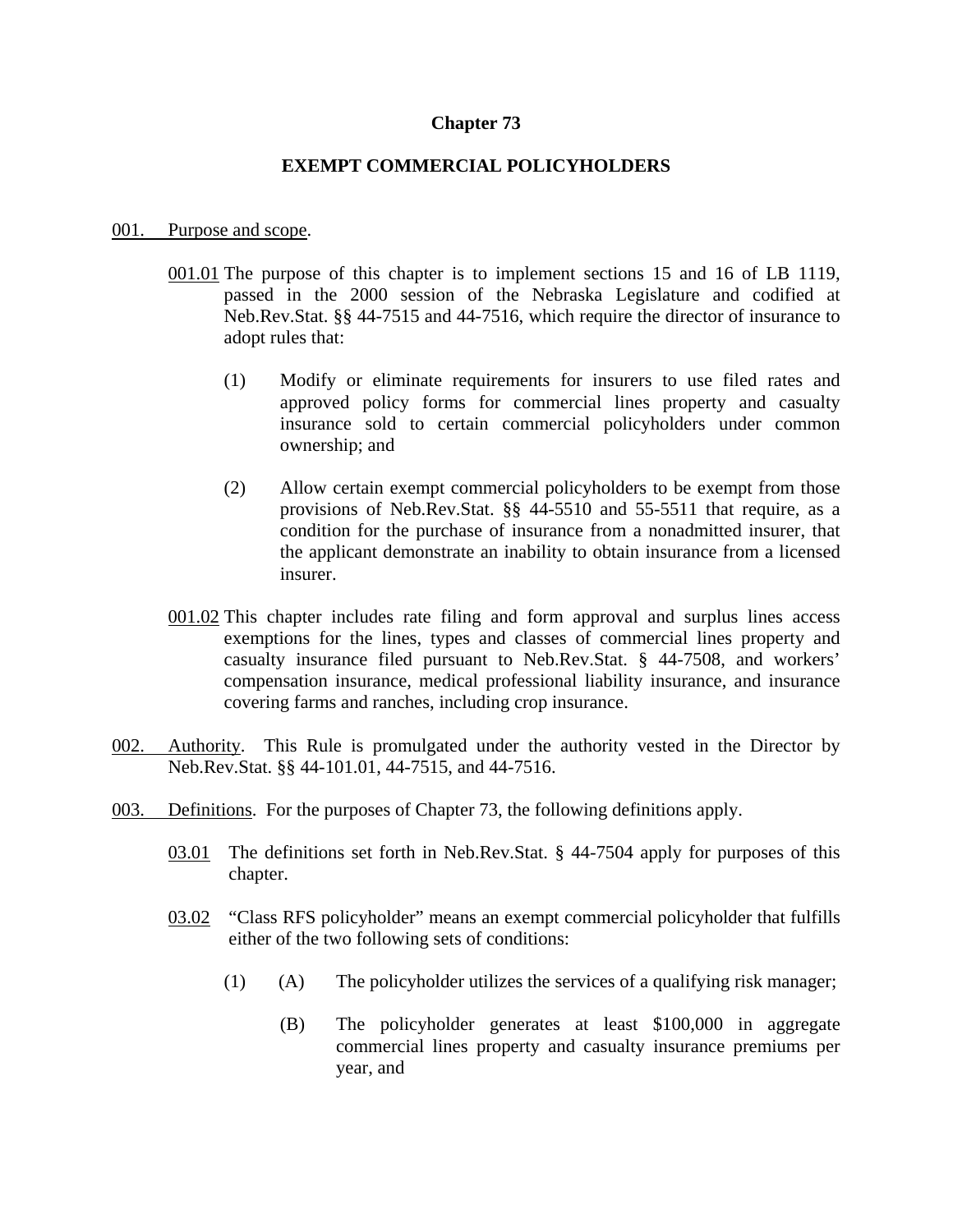# Chapter 73

## EXEMPT COMMERCIAL POLICYHOLDERS

001. Purpose and scope.

001.01 The purpose of this chapter is to implement sections 15 and 16 of LB 1119, passed in the 2000 session of the Nebraska Legislature and codified at Neb.Rev.Stat. §§ 44-7515 and 44-7516, which require the director of insurance to adopt rules that:

(1) Modify or eliminate requirements for insurers to use filed rates and approved policy forms for commercial lines property and casualty insurance sold to certain commercial policyholders under common ownership; and

(2) Allow certain exempt commercial policyholders to be exempt from those provisions of Neb.Rev.Stat. §§ 44-5510 and 55-5511 that require, as a condition for the purchase of insurance from a nonadmitted insurer, that the applicant demonstrate an inability to obtain insurance from a licensed insurer.

001.02 This chapter includes rate filing and form approval and surplus lines access exemptions for the lines, types and classes of commercial lines property and casualty insurance filed pursuant to Neb.Rev.Stat. § 44-7508, and workers' compensation insurance, medical professional liability insurance, and insurance covering farms and ranches, including crop insurance.

002. Authority. This Rule is promulgated under the authority vested in the Director by Neb.Rev.Stat. §§ 44-101.01, 44-7515, and 44-7516.

003. Definitions. For the purposes of Chapter 73, the following definitions apply.

03.01 The definitions set forth in Neb.Rev.Stat. § 44-7504 apply for purposes of this chapter.

03.02 "Class RFS policyholder" means an exempt commercial policyholder that fulfills either of the two following sets of conditions:

(1) (A) The policyholder utilizes the services of a qualifying risk manager;

(B) The policyholder generates at least $100,000 in aggregate commercial lines property and casualty insurance premiums per year, and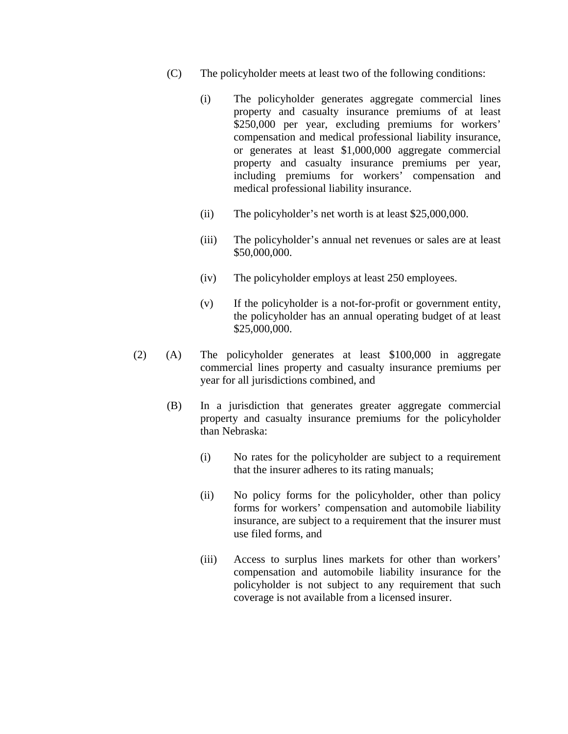(C) The policyholder meets at least two of the following conditions:

(i) The policyholder generates aggregate commercial lines property and casualty insurance premiums of at least $250,000 per year, excluding premiums for workers' compensation and medical professional liability insurance, or generates at least $1,000,000 aggregate commercial property and casualty insurance premiums per year, including premiums for workers' compensation and medical professional liability insurance.

(ii) The policyholder's net worth is at least $25,000,000.

(iii) The policyholder's annual net revenues or sales are at least $50,000,000.

(iv) The policyholder employs at least 250 employees.

(v) If the policyholder is a not-for-profit or government entity, the policyholder has an annual operating budget of at least $25,000,000.

(2) (A) The policyholder generates at least $100,000 in aggregate commercial lines property and casualty insurance premiums per year for all jurisdictions combined, and

(B) In a jurisdiction that generates greater aggregate commercial property and casualty insurance premiums for the policyholder than Nebraska:

(i) No rates for the policyholder are subject to a requirement that the insurer adheres to its rating manuals;

(ii) No policy forms for the policyholder, other than policy forms for workers' compensation and automobile liability insurance, are subject to a requirement that the insurer must use filed forms, and

(iii) Access to surplus lines markets for other than workers' compensation and automobile liability insurance for the policyholder is not subject to any requirement that such coverage is not available from a licensed insurer.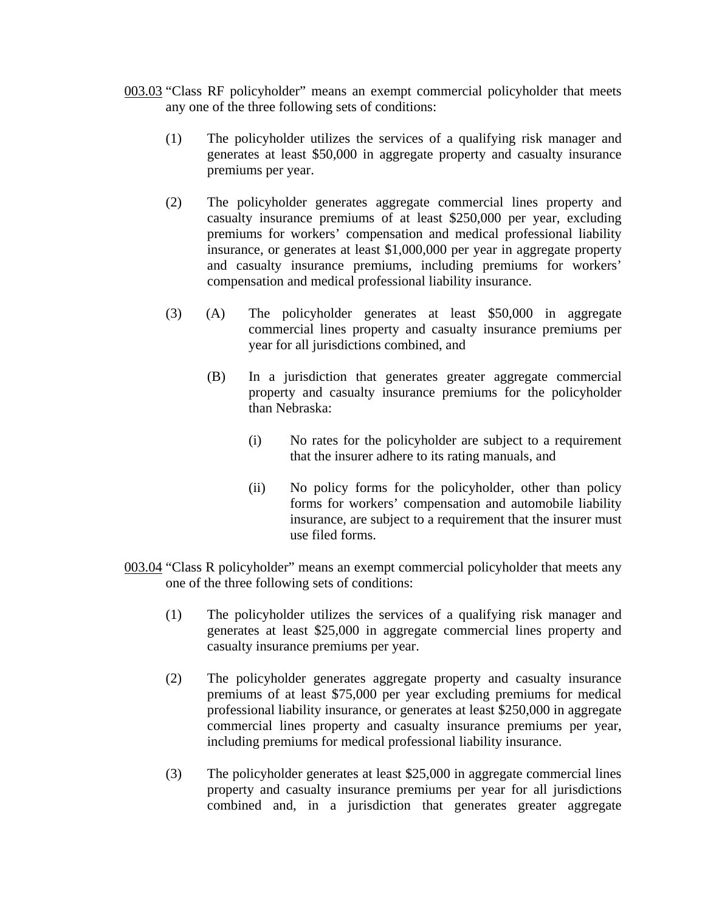003.03 "Class RF policyholder" means an exempt commercial policyholder that meets any one of the three following sets of conditions:

(1) The policyholder utilizes the services of a qualifying risk manager and generates at least $50,000 in aggregate property and casualty insurance premiums per year.

(2) The policyholder generates aggregate commercial lines property and casualty insurance premiums of at least $250,000 per year, excluding premiums for workers' compensation and medical professional liability insurance, or generates at least $1,000,000 per year in aggregate property and casualty insurance premiums, including premiums for workers' compensation and medical professional liability insurance.

(3) (A) The policyholder generates at least $50,000 in aggregate commercial lines property and casualty insurance premiums per year for all jurisdictions combined, and

(B) In a jurisdiction that generates greater aggregate commercial property and casualty insurance premiums for the policyholder than Nebraska:

(i) No rates for the policyholder are subject to a requirement that the insurer adhere to its rating manuals, and

(ii) No policy forms for the policyholder, other than policy forms for workers' compensation and automobile liability insurance, are subject to a requirement that the insurer must use filed forms.

003.04 "Class R policyholder" means an exempt commercial policyholder that meets any one of the three following sets of conditions:

(1) The policyholder utilizes the services of a qualifying risk manager and generates at least $25,000 in aggregate commercial lines property and casualty insurance premiums per year.

(2) The policyholder generates aggregate property and casualty insurance premiums of at least $75,000 per year excluding premiums for medical professional liability insurance, or generates at least $250,000 in aggregate commercial lines property and casualty insurance premiums per year, including premiums for medical professional liability insurance.

(3) The policyholder generates at least $25,000 in aggregate commercial lines property and casualty insurance premiums per year for all jurisdictions combined and, in a jurisdiction that generates greater aggregate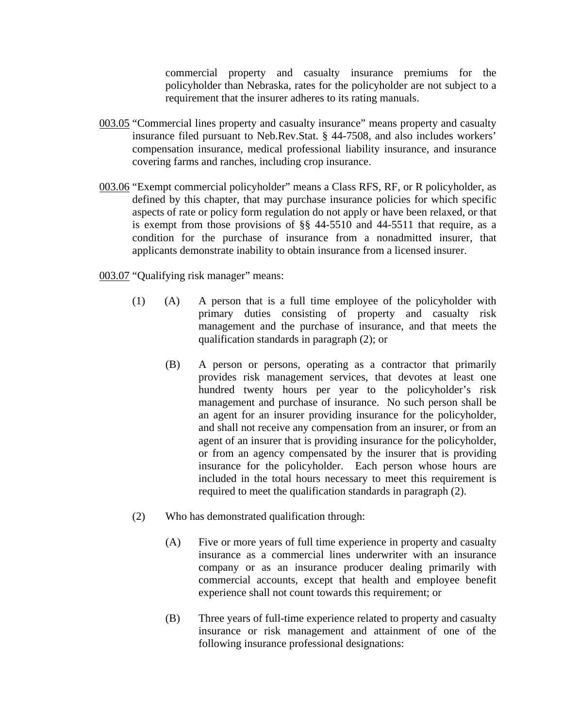commercial property and casualty insurance premiums for the policyholder than Nebraska, rates for the policyholder are not subject to a requirement that the insurer adheres to its rating manuals.

003.05 "Commercial lines property and casualty insurance" means property and casualty insurance filed pursuant to Neb.Rev.Stat. § 44-7508, and also includes workers' compensation insurance, medical professional liability insurance, and insurance covering farms and ranches, including crop insurance.

003.06 "Exempt commercial policyholder" means a Class RFS, RF, or R policyholder, as defined by this chapter, that may purchase insurance policies for which specific aspects of rate or policy form regulation do not apply or have been relaxed, or that is exempt from those provisions of §§ 44-5510 and 44-5511 that require, as a condition for the purchase of insurance from a nonadmitted insurer, that applicants demonstrate inability to obtain insurance from a licensed insurer.

003.07 "Qualifying risk manager" means:

(1) (A) A person that is a full time employee of the policyholder with primary duties consisting of property and casualty risk management and the purchase of insurance, and that meets the qualification standards in paragraph (2); or

(B) A person or persons, operating as a contractor that primarily provides risk management services, that devotes at least one hundred twenty hours per year to the policyholder's risk management and purchase of insurance. No such person shall be an agent for an insurer providing insurance for the policyholder, and shall not receive any compensation from an insurer, or from an agent of an insurer that is providing insurance for the policyholder, or from an agency compensated by the insurer that is providing insurance for the policyholder. Each person whose hours are included in the total hours necessary to meet this requirement is required to meet the qualification standards in paragraph (2).

(2) Who has demonstrated qualification through:

(A) Five or more years of full time experience in property and casualty insurance as a commercial lines underwriter with an insurance company or as an insurance producer dealing primarily with commercial accounts, except that health and employee benefit experience shall not count towards this requirement; or

(B) Three years of full-time experience related to property and casualty insurance or risk management and attainment of one of the following insurance professional designations: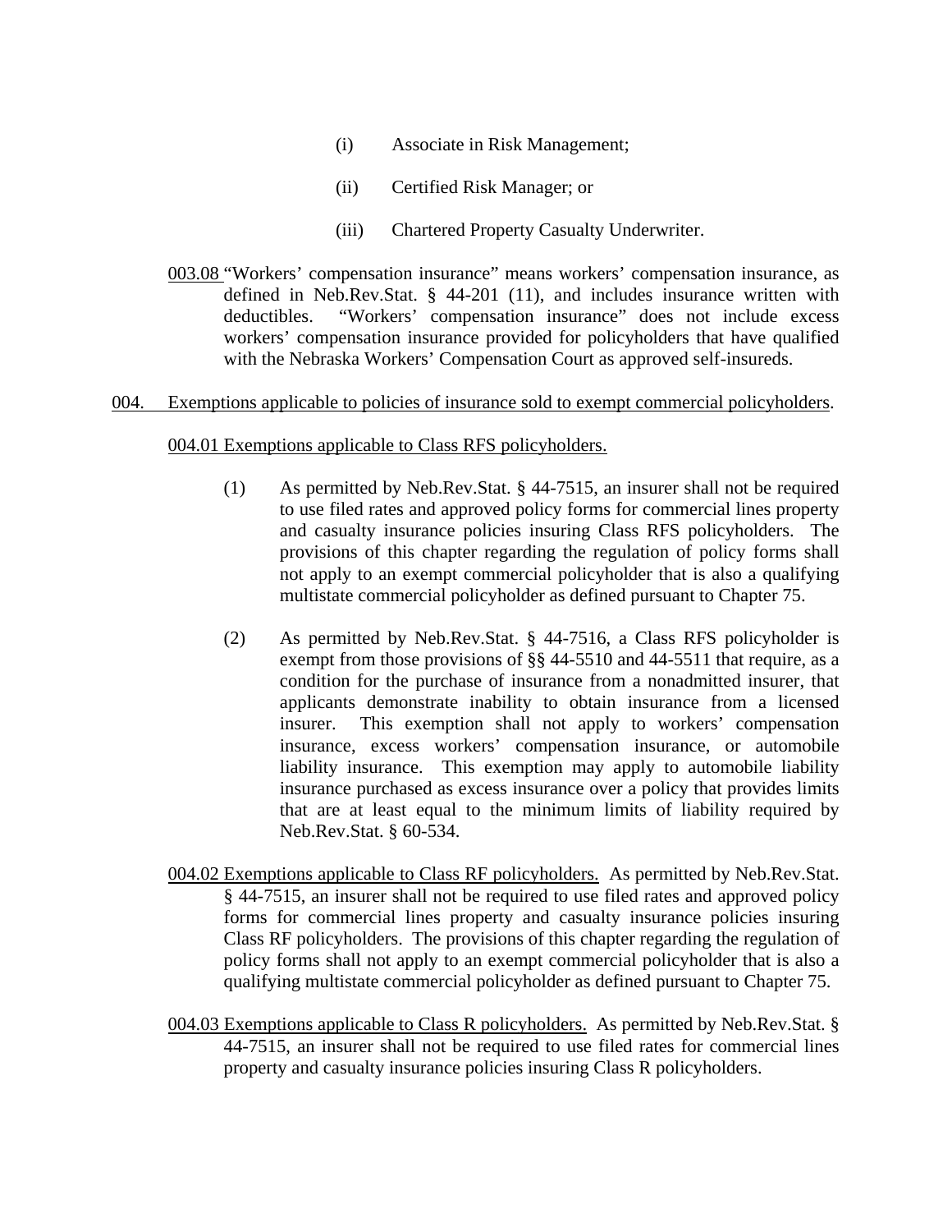(i) Associate in Risk Management;

(ii) Certified Risk Manager; or

(iii) Chartered Property Casualty Underwriter.

003.08 "Workers' compensation insurance" means workers' compensation insurance, as defined in Neb.Rev.Stat. § 44-201 (11), and includes insurance written with deductibles. "Workers' compensation insurance" does not include excess workers' compensation insurance provided for policyholders that have qualified with the Nebraska Workers' Compensation Court as approved self-insureds.

004. Exemptions applicable to policies of insurance sold to exempt commercial policyholders.

004.01 Exemptions applicable to Class RFS policyholders.

(1) As permitted by Neb.Rev.Stat. § 44-7515, an insurer shall not be required to use filed rates and approved policy forms for commercial lines property and casualty insurance policies insuring Class RFS policyholders. The provisions of this chapter regarding the regulation of policy forms shall not apply to an exempt commercial policyholder that is also a qualifying multistate commercial policyholder as defined pursuant to Chapter 75.

(2) As permitted by Neb.Rev.Stat. § 44-7516, a Class RFS policyholder is exempt from those provisions of §§ 44-5510 and 44-5511 that require, as a condition for the purchase of insurance from a nonadmitted insurer, that applicants demonstrate inability to obtain insurance from a licensed insurer. This exemption shall not apply to workers' compensation insurance, excess workers' compensation insurance, or automobile liability insurance. This exemption may apply to automobile liability insurance purchased as excess insurance over a policy that provides limits that are at least equal to the minimum limits of liability required by Neb.Rev.Stat. § 60-534.

004.02 Exemptions applicable to Class RF policyholders. As permitted by Neb.Rev.Stat. § 44-7515, an insurer shall not be required to use filed rates and approved policy forms for commercial lines property and casualty insurance policies insuring Class RF policyholders. The provisions of this chapter regarding the regulation of policy forms shall not apply to an exempt commercial policyholder that is also a qualifying multistate commercial policyholder as defined pursuant to Chapter 75.

004.03 Exemptions applicable to Class R policyholders. As permitted by Neb.Rev.Stat. § 44-7515, an insurer shall not be required to use filed rates for commercial lines property and casualty insurance policies insuring Class R policyholders.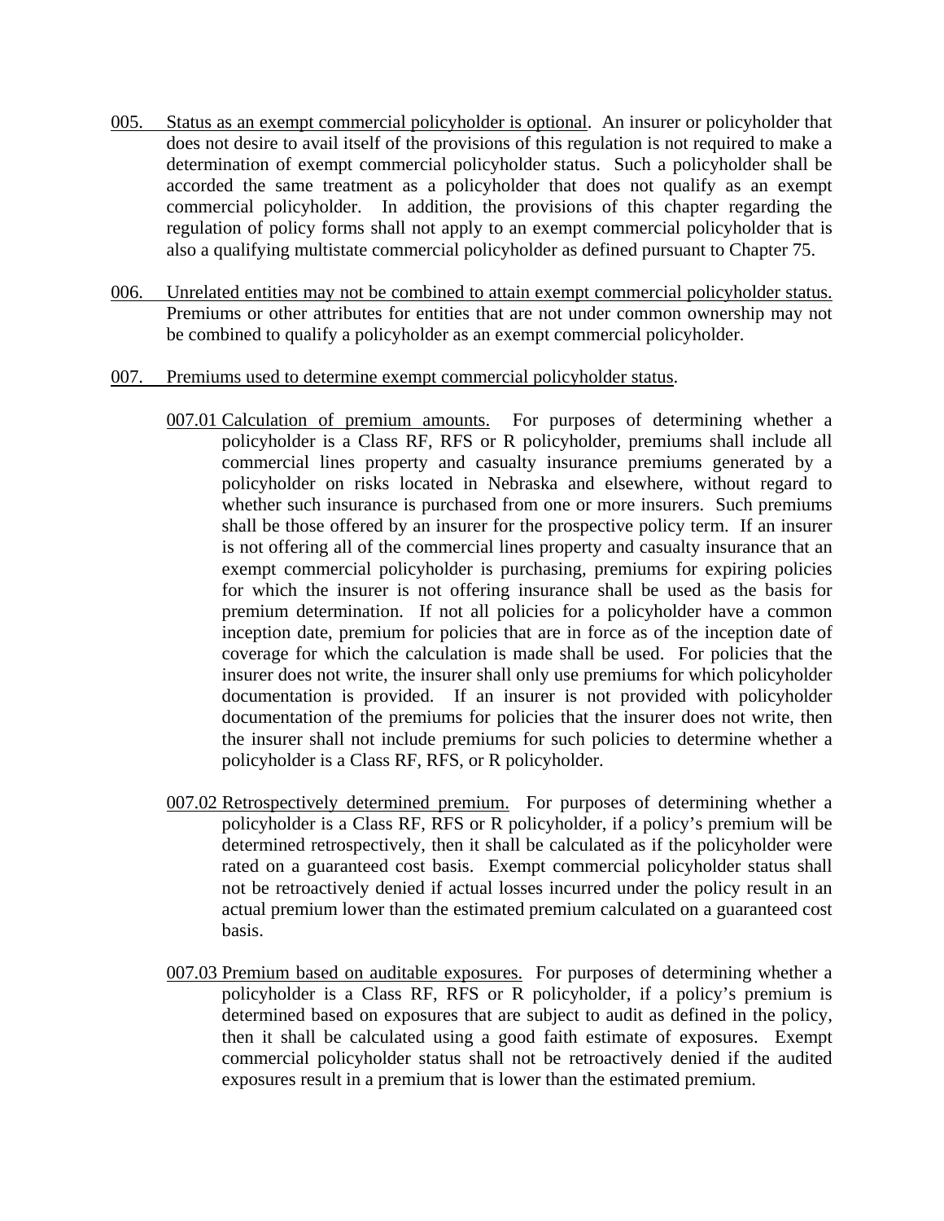005. <u>Status as an exempt commercial policyholder is optional</u>. An insurer or policyholder that does not desire to avail itself of the provisions of this regulation is not required to make a determination of exempt commercial policyholder status. Such a policyholder shall be accorded the same treatment as a policyholder that does not qualify as an exempt commercial policyholder. In addition, the provisions of this chapter regarding the regulation of policy forms shall not apply to an exempt commercial policyholder that is also a qualifying multistate commercial policyholder as defined pursuant to Chapter 75.

006. <u>Unrelated entities may not be combined to attain exempt commercial policyholder status.</u> Premiums or other attributes for entities that are not under common ownership may not be combined to qualify a policyholder as an exempt commercial policyholder.

007. <u>Premiums used to determine exempt commercial policyholder status</u>.

007.01 <u>Calculation of premium amounts.</u> For purposes of determining whether a policyholder is a Class RF, RFS or R policyholder, premiums shall include all commercial lines property and casualty insurance premiums generated by a policyholder on risks located in Nebraska and elsewhere, without regard to whether such insurance is purchased from one or more insurers. Such premiums shall be those offered by an insurer for the prospective policy term. If an insurer is not offering all of the commercial lines property and casualty insurance that an exempt commercial policyholder is purchasing, premiums for expiring policies for which the insurer is not offering insurance shall be used as the basis for premium determination. If not all policies for a policyholder have a common inception date, premium for policies that are in force as of the inception date of coverage for which the calculation is made shall be used. For policies that the insurer does not write, the insurer shall only use premiums for which policyholder documentation is provided. If an insurer is not provided with policyholder documentation of the premiums for policies that the insurer does not write, then the insurer shall not include premiums for such policies to determine whether a policyholder is a Class RF, RFS, or R policyholder.

007.02 <u>Retrospectively determined premium.</u> For purposes of determining whether a policyholder is a Class RF, RFS or R policyholder, if a policy's premium will be determined retrospectively, then it shall be calculated as if the policyholder were rated on a guaranteed cost basis. Exempt commercial policyholder status shall not be retroactively denied if actual losses incurred under the policy result in an actual premium lower than the estimated premium calculated on a guaranteed cost basis.

007.03 <u>Premium based on auditable exposures.</u> For purposes of determining whether a policyholder is a Class RF, RFS or R policyholder, if a policy's premium is determined based on exposures that are subject to audit as defined in the policy, then it shall be calculated using a good faith estimate of exposures. Exempt commercial policyholder status shall not be retroactively denied if the audited exposures result in a premium that is lower than the estimated premium.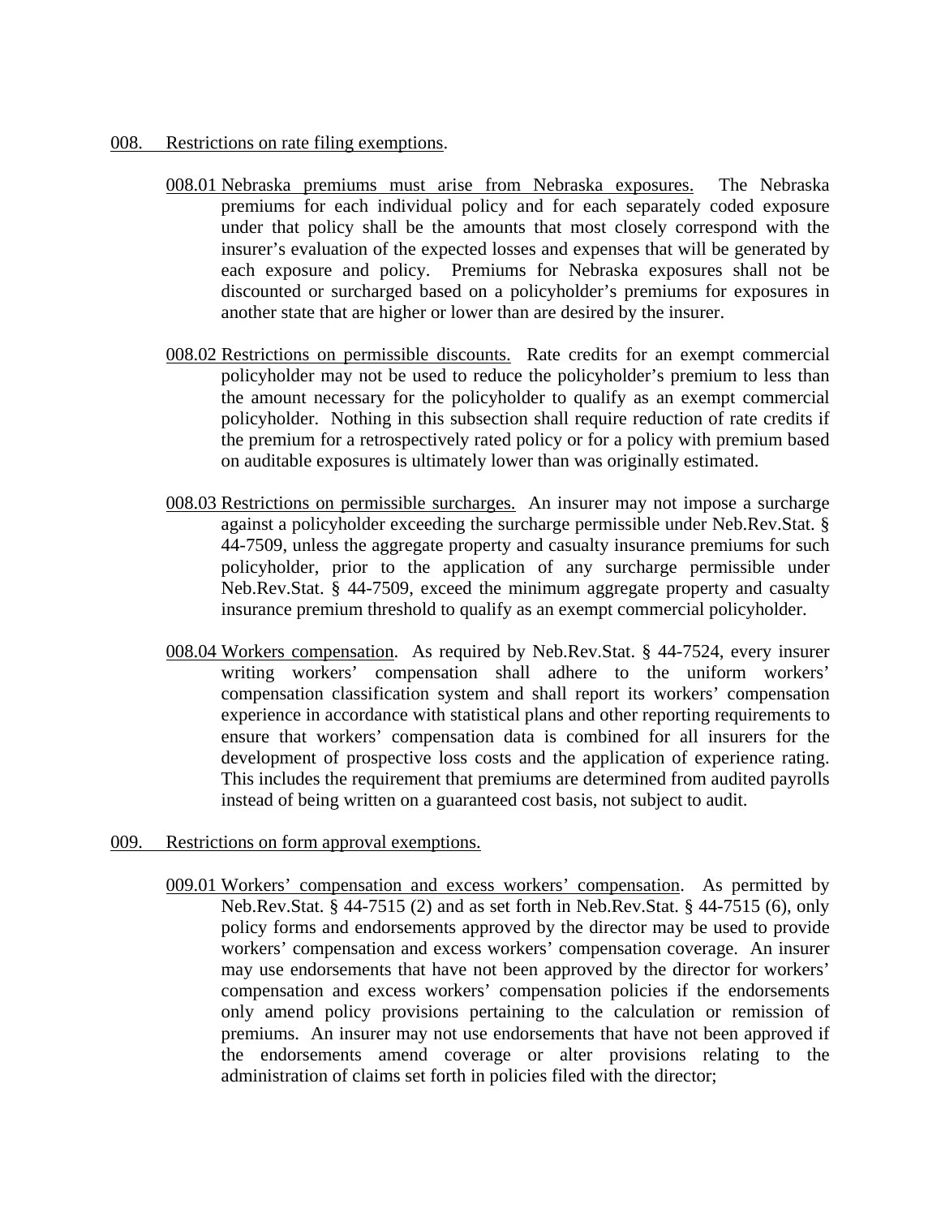008. <u>Restrictions on rate filing exemptions</u>.

008.01 <u>Nebraska premiums must arise from Nebraska exposures.</u> The Nebraska premiums for each individual policy and for each separately coded exposure under that policy shall be the amounts that most closely correspond with the insurer's evaluation of the expected losses and expenses that will be generated by each exposure and policy. Premiums for Nebraska exposures shall not be discounted or surcharged based on a policyholder's premiums for exposures in another state that are higher or lower than are desired by the insurer.

008.02 <u>Restrictions on permissible discounts.</u> Rate credits for an exempt commercial policyholder may not be used to reduce the policyholder's premium to less than the amount necessary for the policyholder to qualify as an exempt commercial policyholder. Nothing in this subsection shall require reduction of rate credits if the premium for a retrospectively rated policy or for a policy with premium based on auditable exposures is ultimately lower than was originally estimated.

008.03 <u>Restrictions on permissible surcharges.</u> An insurer may not impose a surcharge against a policyholder exceeding the surcharge permissible under Neb.Rev.Stat. § 44-7509, unless the aggregate property and casualty insurance premiums for such policyholder, prior to the application of any surcharge permissible under Neb.Rev.Stat. § 44-7509, exceed the minimum aggregate property and casualty insurance premium threshold to qualify as an exempt commercial policyholder.

008.04 <u>Workers compensation</u>. As required by Neb.Rev.Stat. § 44-7524, every insurer writing workers' compensation shall adhere to the uniform workers' compensation classification system and shall report its workers' compensation experience in accordance with statistical plans and other reporting requirements to ensure that workers' compensation data is combined for all insurers for the development of prospective loss costs and the application of experience rating. This includes the requirement that premiums are determined from audited payrolls instead of being written on a guaranteed cost basis, not subject to audit.

009. <u>Restrictions on form approval exemptions.</u>

009.01 <u>Workers' compensation and excess workers' compensation</u>. As permitted by Neb.Rev.Stat. § 44-7515 (2) and as set forth in Neb.Rev.Stat. § 44-7515 (6), only policy forms and endorsements approved by the director may be used to provide workers' compensation and excess workers' compensation coverage. An insurer may use endorsements that have not been approved by the director for workers' compensation and excess workers' compensation policies if the endorsements only amend policy provisions pertaining to the calculation or remission of premiums. An insurer may not use endorsements that have not been approved if the endorsements amend coverage or alter provisions relating to the administration of claims set forth in policies filed with the director;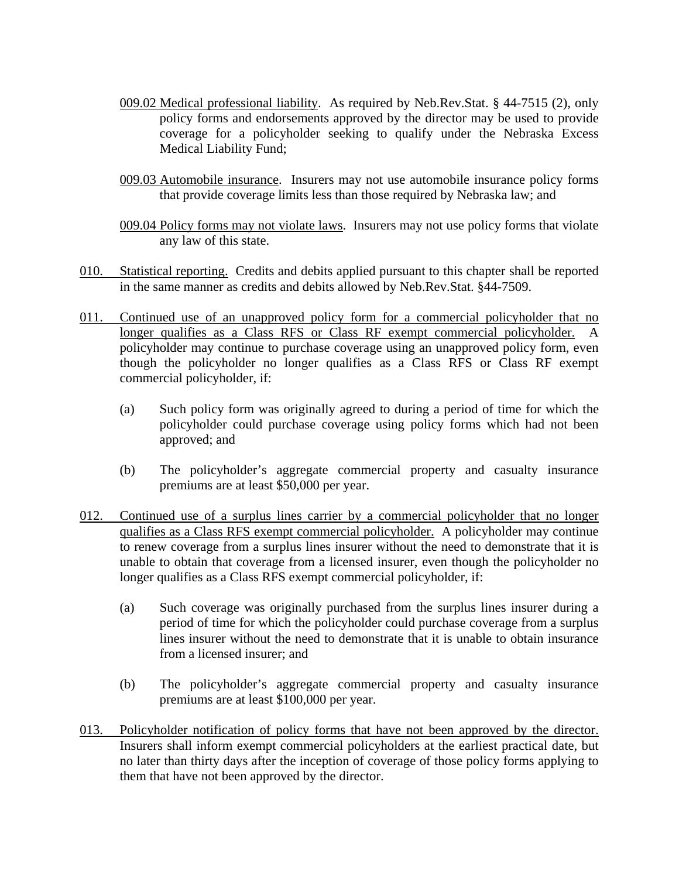009.02 Medical professional liability. As required by Neb.Rev.Stat. § 44-7515 (2), only policy forms and endorsements approved by the director may be used to provide coverage for a policyholder seeking to qualify under the Nebraska Excess Medical Liability Fund;

009.03 Automobile insurance. Insurers may not use automobile insurance policy forms that provide coverage limits less than those required by Nebraska law; and

009.04 Policy forms may not violate laws. Insurers may not use policy forms that violate any law of this state.

010. Statistical reporting. Credits and debits applied pursuant to this chapter shall be reported in the same manner as credits and debits allowed by Neb.Rev.Stat. §44-7509.

011. Continued use of an unapproved policy form for a commercial policyholder that no longer qualifies as a Class RFS or Class RF exempt commercial policyholder. A policyholder may continue to purchase coverage using an unapproved policy form, even though the policyholder no longer qualifies as a Class RFS or Class RF exempt commercial policyholder, if:

(a) Such policy form was originally agreed to during a period of time for which the policyholder could purchase coverage using policy forms which had not been approved; and

(b) The policyholder's aggregate commercial property and casualty insurance premiums are at least $50,000 per year.

012. Continued use of a surplus lines carrier by a commercial policyholder that no longer qualifies as a Class RFS exempt commercial policyholder. A policyholder may continue to renew coverage from a surplus lines insurer without the need to demonstrate that it is unable to obtain that coverage from a licensed insurer, even though the policyholder no longer qualifies as a Class RFS exempt commercial policyholder, if:

(a) Such coverage was originally purchased from the surplus lines insurer during a period of time for which the policyholder could purchase coverage from a surplus lines insurer without the need to demonstrate that it is unable to obtain insurance from a licensed insurer; and

(b) The policyholder's aggregate commercial property and casualty insurance premiums are at least $100,000 per year.

013. Policyholder notification of policy forms that have not been approved by the director. Insurers shall inform exempt commercial policyholders at the earliest practical date, but no later than thirty days after the inception of coverage of those policy forms applying to them that have not been approved by the director.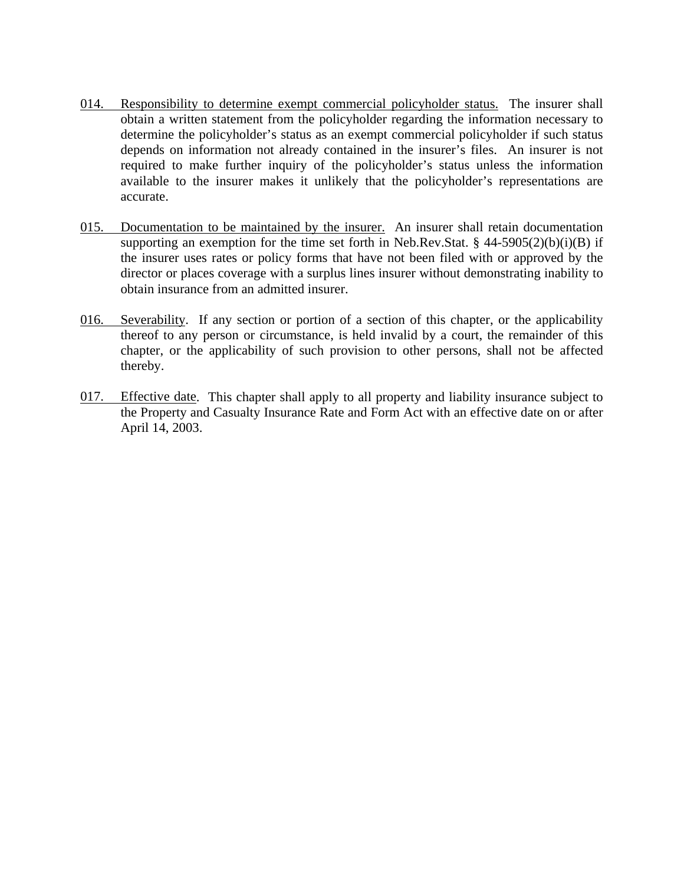014. Responsibility to determine exempt commercial policyholder status. The insurer shall obtain a written statement from the policyholder regarding the information necessary to determine the policyholder's status as an exempt commercial policyholder if such status depends on information not already contained in the insurer's files. An insurer is not required to make further inquiry of the policyholder's status unless the information available to the insurer makes it unlikely that the policyholder's representations are accurate.

015. Documentation to be maintained by the insurer. An insurer shall retain documentation supporting an exemption for the time set forth in Neb.Rev.Stat. § 44-5905(2)(b)(i)(B) if the insurer uses rates or policy forms that have not been filed with or approved by the director or places coverage with a surplus lines insurer without demonstrating inability to obtain insurance from an admitted insurer.

016. Severability. If any section or portion of a section of this chapter, or the applicability thereof to any person or circumstance, is held invalid by a court, the remainder of this chapter, or the applicability of such provision to other persons, shall not be affected thereby.

017. Effective date. This chapter shall apply to all property and liability insurance subject to the Property and Casualty Insurance Rate and Form Act with an effective date on or after April 14, 2003.